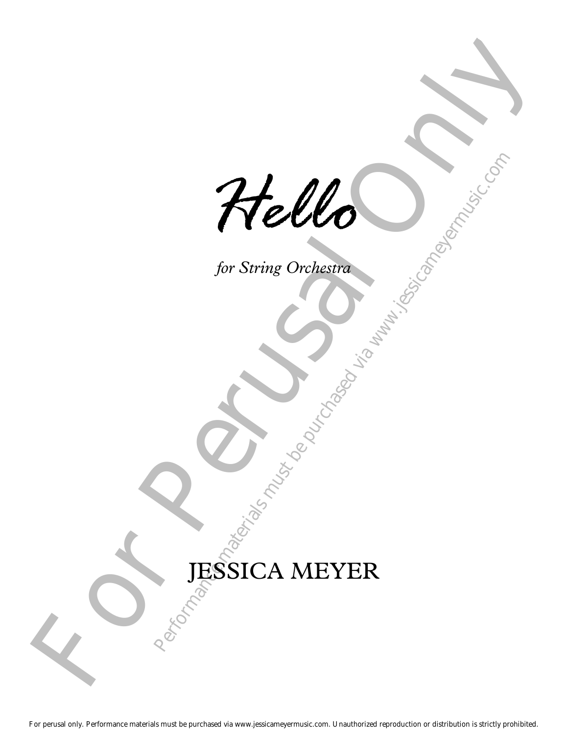# *Hello*

*for String Orchestra*

JESSICA MEYER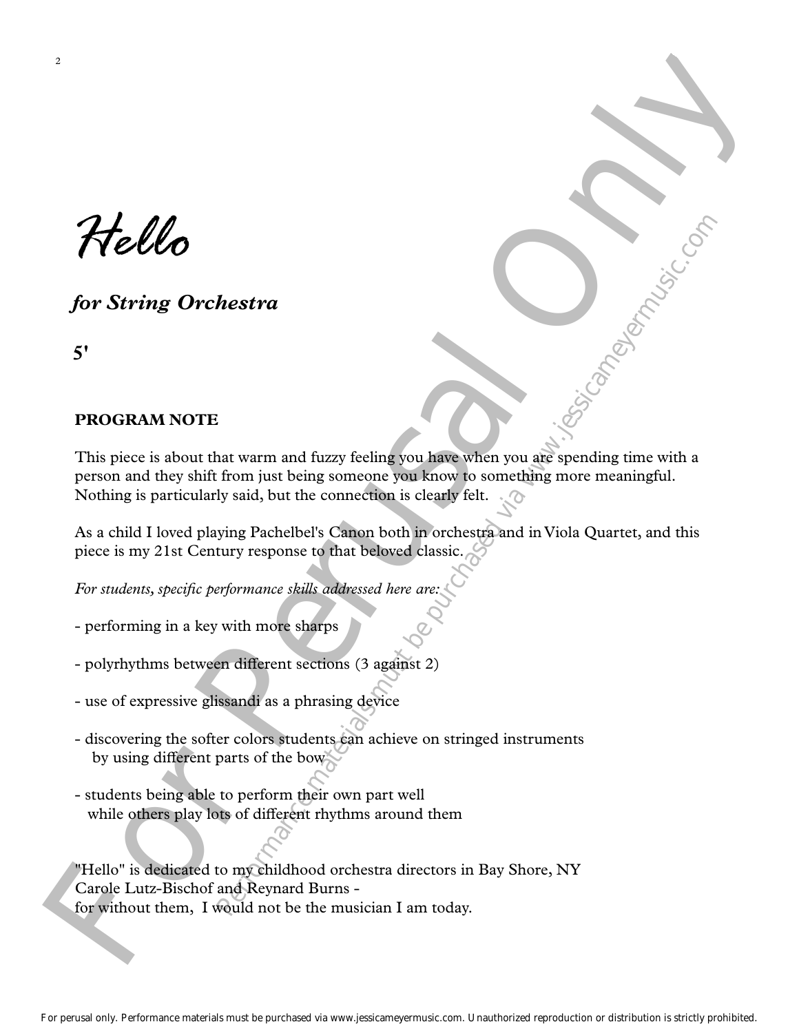# Hello

## *for String Orchestra*

**5'**

**PROGRAM NOTE**

This piece is about that warm and fuzzy feeling you have when you are spending time with a person and they shift from just being someone you know to something more meaningful. Nothing is particularly said, but the connection is clearly felt.

As a child I loved playing Pachelbel's Canon both in orchestra and in Viola Quartet, and this piece is my 21st Century response to that beloved classic.

*For students, specific performance skills addressed here are:*

- performing in a key with more sharps

- polyrhythms between different sections (3 against 2)

- use of expressive glissandi as a phrasing device

- discovering the softer colors students can achieve on stringed instruments by using different parts of the bow

- students being able to perform their own part well while others play lots of different rhythms around them

"Hello" is dedicated to my childhood orchestra directors in Bay Shore, NY
Carole Lutz-Bischof and Reynard Burns -
for without them, I would not be the musician I am today.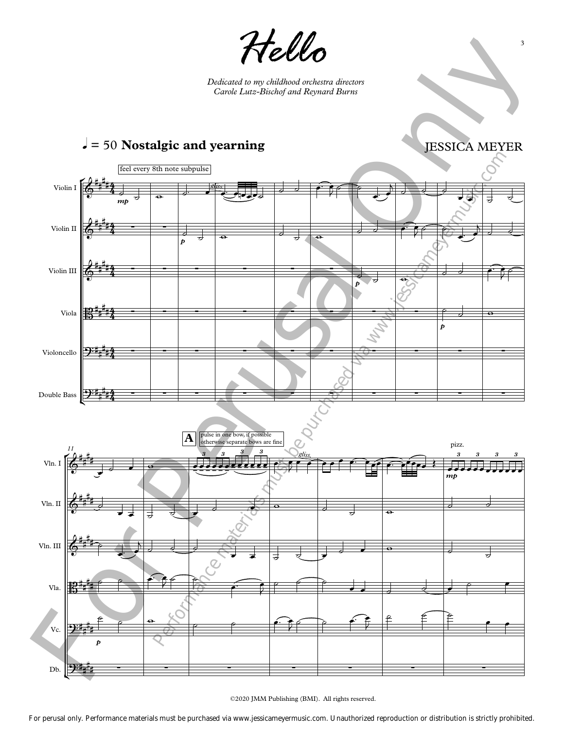# Hello

*Dedicated to my childhood orchestra directors*
*Carole Lutz-Bischof and Reynard Burns*

♩ = 50 **Nostalgic and yearning**

JESSICA MEYER

feel every 8th note subpulse

Violin I
Violin II
Violin III
Viola
Violoncello
Double Bass

mp
gliss.
p
p
p

11

A

pulse in one bow, if possible
otherwise separate bows are fine

Vln. I
Vln. II
Vln. III
Vla.
Vc.
Db.

gliss.
pizz.
mp
p

©2020 JMM Publishing (BMI). All rights reserved.

For perusal only. Performance materials must be purchased via www.jessicameyermusic.com. Unauthorized reproduction or distribution is strictly prohibited.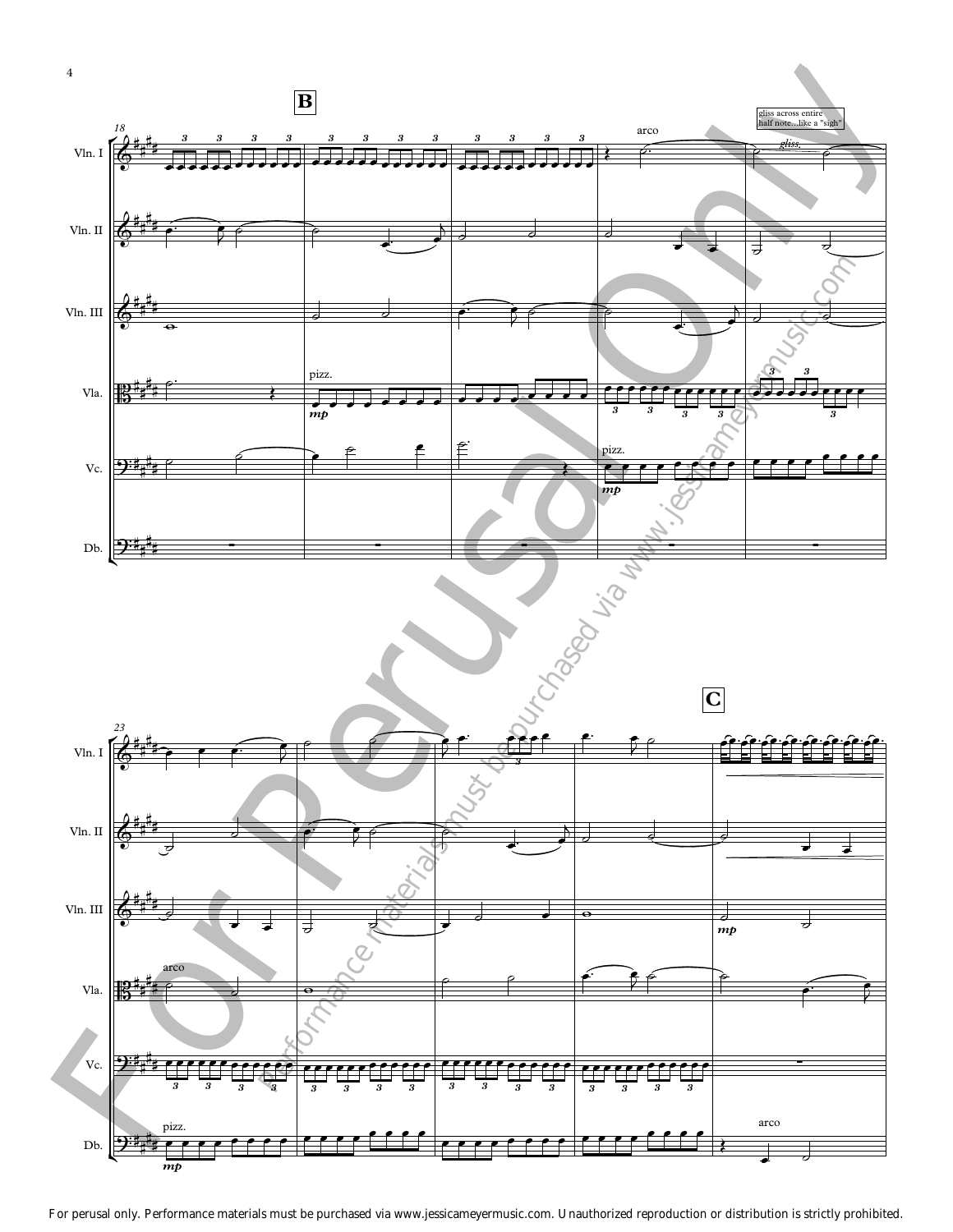For perusal only. Performance materials must be purchased via www.jessicameyermusic.com. Unauthorized reproduction or distribution is strictly prohibited.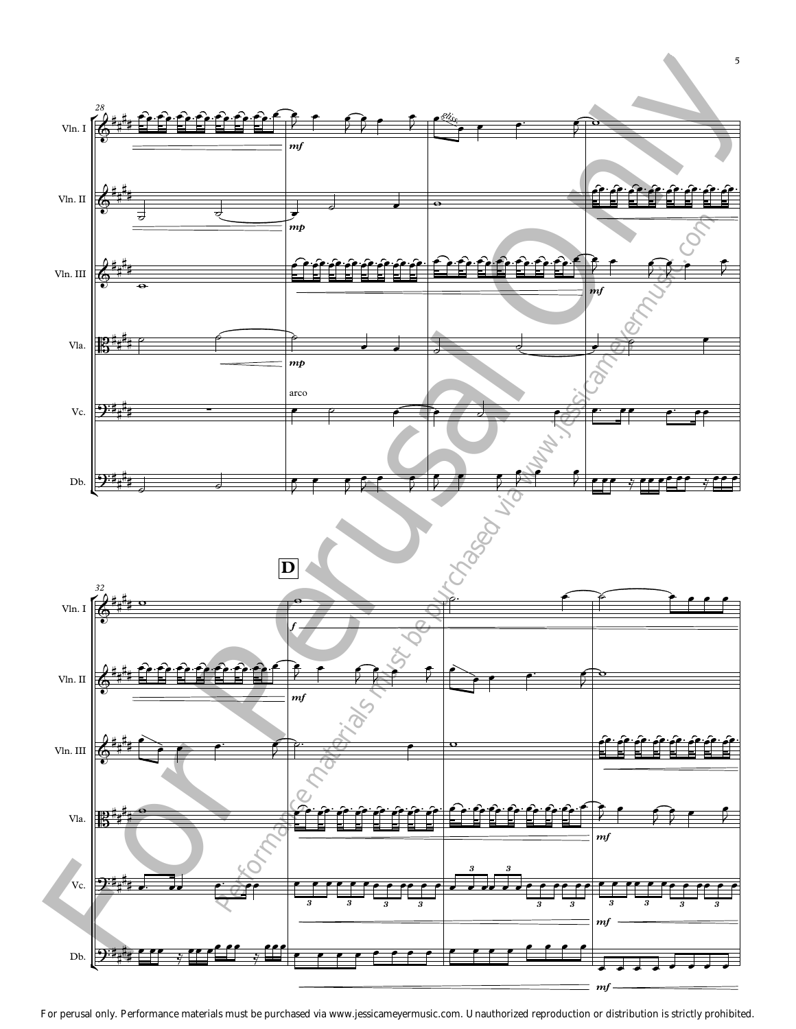28

Vln. I

Vln. II

Vln. III

Vla.

Vc.

Db.

*mf* *gliss.* *mp* *mf* *mp* arco

32

**D**

Vln. I

Vln. II

Vln. III

Vla.

Vc.

Db.

*f* *mf* *mf* *mf* *mf*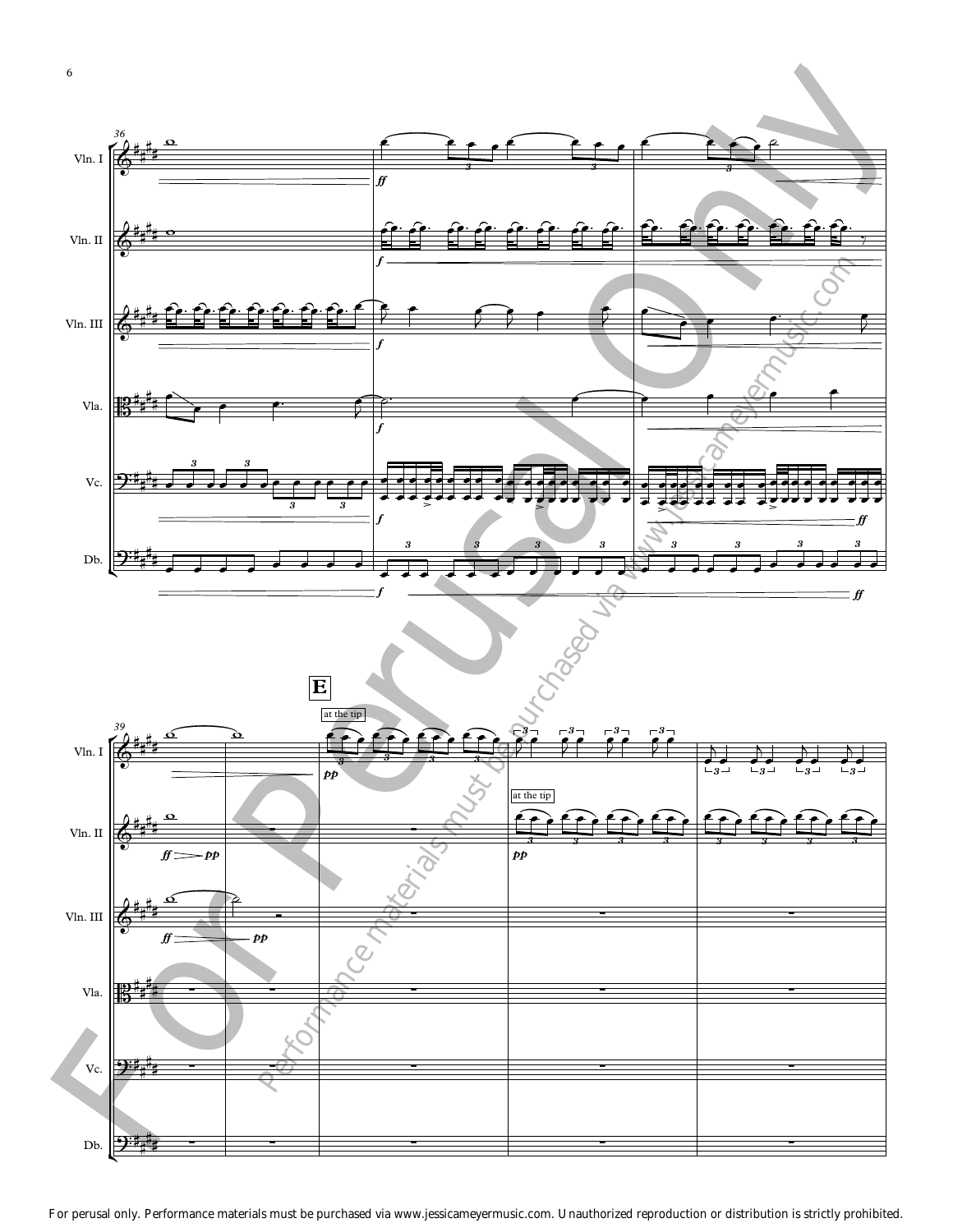**E**

at the tip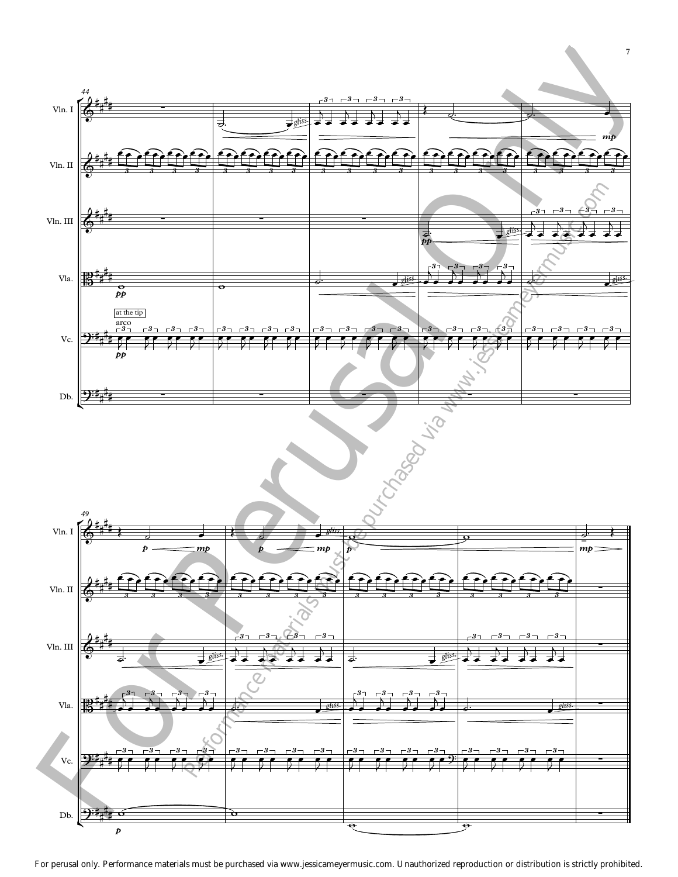For perusal only. Performance materials must be purchased via www.jessicameyermusic.com. Unauthorized reproduction or distribution is strictly prohibited.